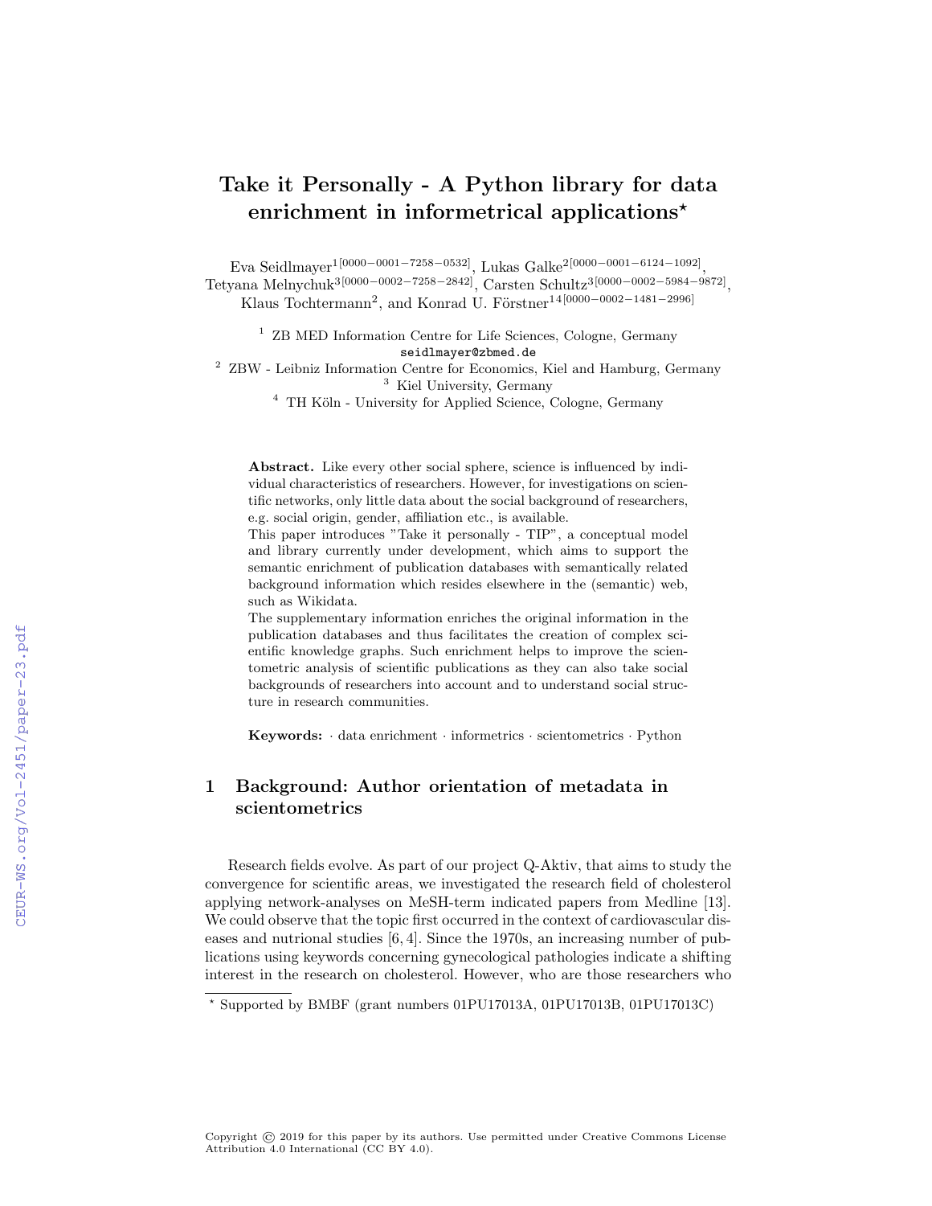# Take it Personally - A Python library for data enrichment in informetrical applications*

Eva Seidlmayer[1[0000-0001-7258-0532]], Lukas Galke[2[0000-0001-6124-1092]], Tetyana Melnychuk[3[0000-0002-7258-2842]], Carsten Schultz[3[0000-0002-5984-9872]], Klaus Tochtermann[2], and Konrad U. Förstner[14[0000-0002-1481-2996]]

[1] ZB MED Information Centre for Life Sciences, Cologne, Germany
seidlmayer@zbmed.de

[2] ZBW - Leibniz Information Centre for Economics, Kiel and Hamburg, Germany

[3] Kiel University, Germany

[4] TH Köln - University for Applied Science, Cologne, Germany

**Abstract.** Like every other social sphere, science is influenced by individual characteristics of researchers. However, for investigations on scientific networks, only little data about the social background of researchers, e.g. social origin, gender, affiliation etc., is available.
This paper introduces "Take it personally - TIP", a conceptual model and library currently under development, which aims to support the semantic enrichment of publication databases with semantically related background information which resides elsewhere in the (semantic) web, such as Wikidata.
The supplementary information enriches the original information in the publication databases and thus facilitates the creation of complex scientific knowledge graphs. Such enrichment helps to improve the scientometric analysis of scientific publications as they can also take social backgrounds of researchers into account and to understand social structure in research communities.

**Keywords:** · data enrichment · informetrics · scientometrics · Python

## 1 Background: Author orientation of metadata in scientometrics

Research fields evolve. As part of our project Q-Aktiv, that aims to study the convergence for scientific areas, we investigated the research field of cholesterol applying network-analyses on MeSH-term indicated papers from Medline [13]. We could observe that the topic first occurred in the context of cardiovascular diseases and nutrional studies [6, 4]. Since the 1970s, an increasing number of publications using keywords concerning gynecological pathologies indicate a shifting interest in the research on cholesterol. However, who are those researchers who

* Supported by BMBF (grant numbers 01PU17013A, 01PU17013B, 01PU17013C)

Copyright © 2019 for this paper by its authors. Use permitted under Creative Commons License Attribution 4.0 International (CC BY 4.0).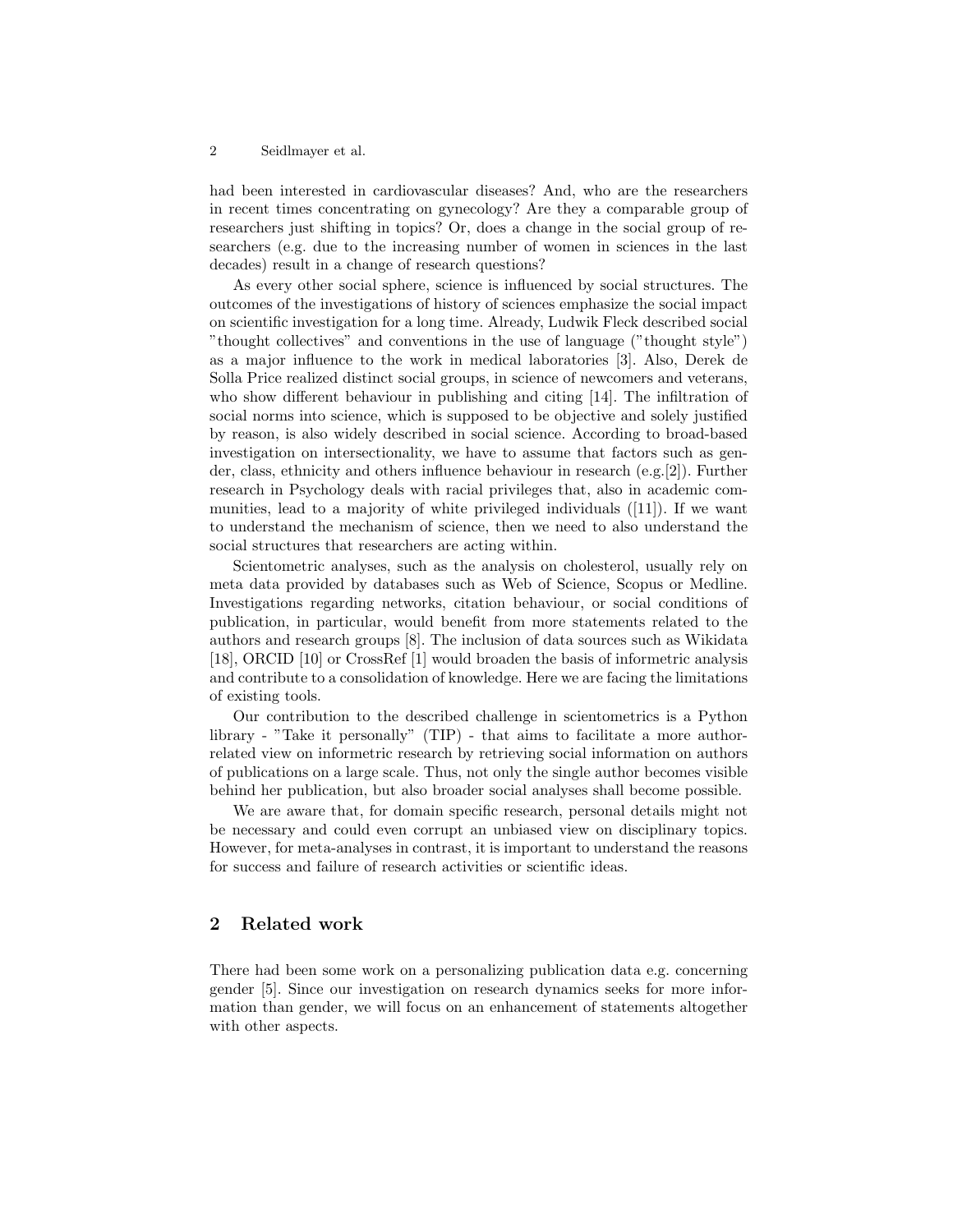had been interested in cardiovascular diseases? And, who are the researchers in recent times concentrating on gynecology? Are they a comparable group of researchers just shifting in topics? Or, does a change in the social group of researchers (e.g. due to the increasing number of women in sciences in the last decades) result in a change of research questions?

As every other social sphere, science is influenced by social structures. The outcomes of the investigations of history of sciences emphasize the social impact on scientific investigation for a long time. Already, Ludwik Fleck described social "thought collectives" and conventions in the use of language ("thought style") as a major influence to the work in medical laboratories [3]. Also, Derek de Solla Price realized distinct social groups, in science of newcomers and veterans, who show different behaviour in publishing and citing [14]. The infiltration of social norms into science, which is supposed to be objective and solely justified by reason, is also widely described in social science. According to broad-based investigation on intersectionality, we have to assume that factors such as gender, class, ethnicity and others influence behaviour in research (e.g.[2]). Further research in Psychology deals with racial privileges that, also in academic communities, lead to a majority of white privileged individuals ([11]). If we want to understand the mechanism of science, then we need to also understand the social structures that researchers are acting within.

Scientometric analyses, such as the analysis on cholesterol, usually rely on meta data provided by databases such as Web of Science, Scopus or Medline. Investigations regarding networks, citation behaviour, or social conditions of publication, in particular, would benefit from more statements related to the authors and research groups [8]. The inclusion of data sources such as Wikidata [18], ORCID [10] or CrossRef [1] would broaden the basis of informetric analysis and contribute to a consolidation of knowledge. Here we are facing the limitations of existing tools.

Our contribution to the described challenge in scientometrics is a Python library - "Take it personally" (TIP) - that aims to facilitate a more author-related view on informetric research by retrieving social information on authors of publications on a large scale. Thus, not only the single author becomes visible behind her publication, but also broader social analyses shall become possible.

We are aware that, for domain specific research, personal details might not be necessary and could even corrupt an unbiased view on disciplinary topics. However, for meta-analyses in contrast, it is important to understand the reasons for success and failure of research activities or scientific ideas.

## 2 Related work

There had been some work on a personalizing publication data e.g. concerning gender [5]. Since our investigation on research dynamics seeks for more information than gender, we will focus on an enhancement of statements altogether with other aspects.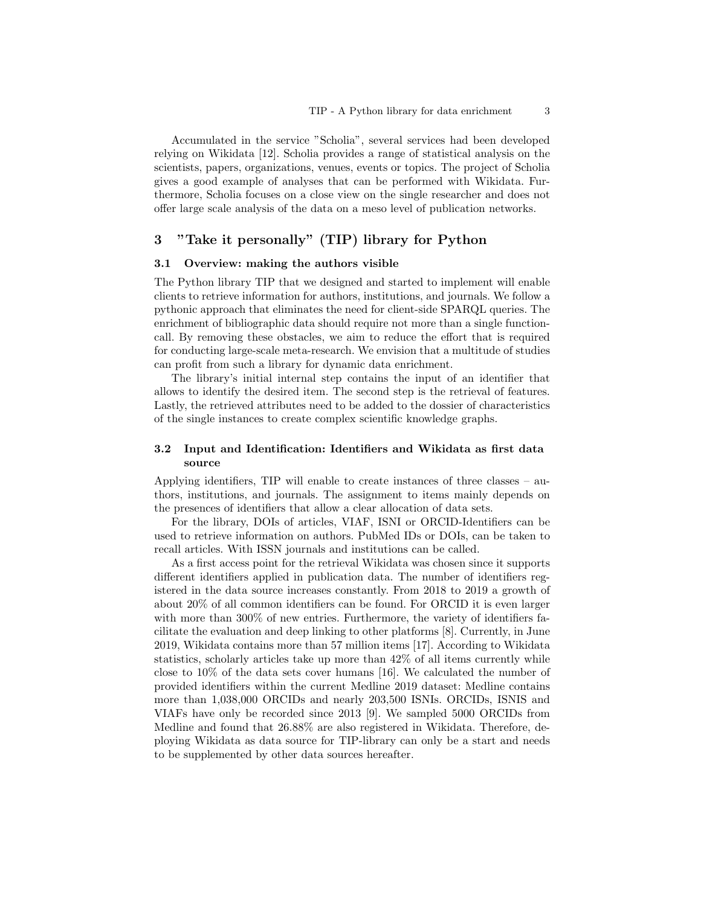Accumulated in the service "Scholia", several services had been developed relying on Wikidata [12]. Scholia provides a range of statistical analysis on the scientists, papers, organizations, venues, events or topics. The project of Scholia gives a good example of analyses that can be performed with Wikidata. Furthermore, Scholia focuses on a close view on the single researcher and does not offer large scale analysis of the data on a meso level of publication networks.

## 3 "Take it personally" (TIP) library for Python

### 3.1 Overview: making the authors visible

The Python library TIP that we designed and started to implement will enable clients to retrieve information for authors, institutions, and journals. We follow a pythonic approach that eliminates the need for client-side SPARQL queries. The enrichment of bibliographic data should require not more than a single function-call. By removing these obstacles, we aim to reduce the effort that is required for conducting large-scale meta-research. We envision that a multitude of studies can profit from such a library for dynamic data enrichment.

The library's initial internal step contains the input of an identifier that allows to identify the desired item. The second step is the retrieval of features. Lastly, the retrieved attributes need to be added to the dossier of characteristics of the single instances to create complex scientific knowledge graphs.

### 3.2 Input and Identification: Identifiers and Wikidata as first data source

Applying identifiers, TIP will enable to create instances of three classes – authors, institutions, and journals. The assignment to items mainly depends on the presences of identifiers that allow a clear allocation of data sets.

For the library, DOIs of articles, VIAF, ISNI or ORCID-Identifiers can be used to retrieve information on authors. PubMed IDs or DOIs, can be taken to recall articles. With ISSN journals and institutions can be called.

As a first access point for the retrieval Wikidata was chosen since it supports different identifiers applied in publication data. The number of identifiers registered in the data source increases constantly. From 2018 to 2019 a growth of about 20% of all common identifiers can be found. For ORCID it is even larger with more than 300% of new entries. Furthermore, the variety of identifiers facilitate the evaluation and deep linking to other platforms [8]. Currently, in June 2019, Wikidata contains more than 57 million items [17]. According to Wikidata statistics, scholarly articles take up more than 42% of all items currently while close to 10% of the data sets cover humans [16]. We calculated the number of provided identifiers within the current Medline 2019 dataset: Medline contains more than 1,038,000 ORCIDs and nearly 203,500 ISNIs. ORCIDs, ISNIS and VIAFs have only be recorded since 2013 [9]. We sampled 5000 ORCIDs from Medline and found that 26.88% are also registered in Wikidata. Therefore, deploying Wikidata as data source for TIP-library can only be a start and needs to be supplemented by other data sources hereafter.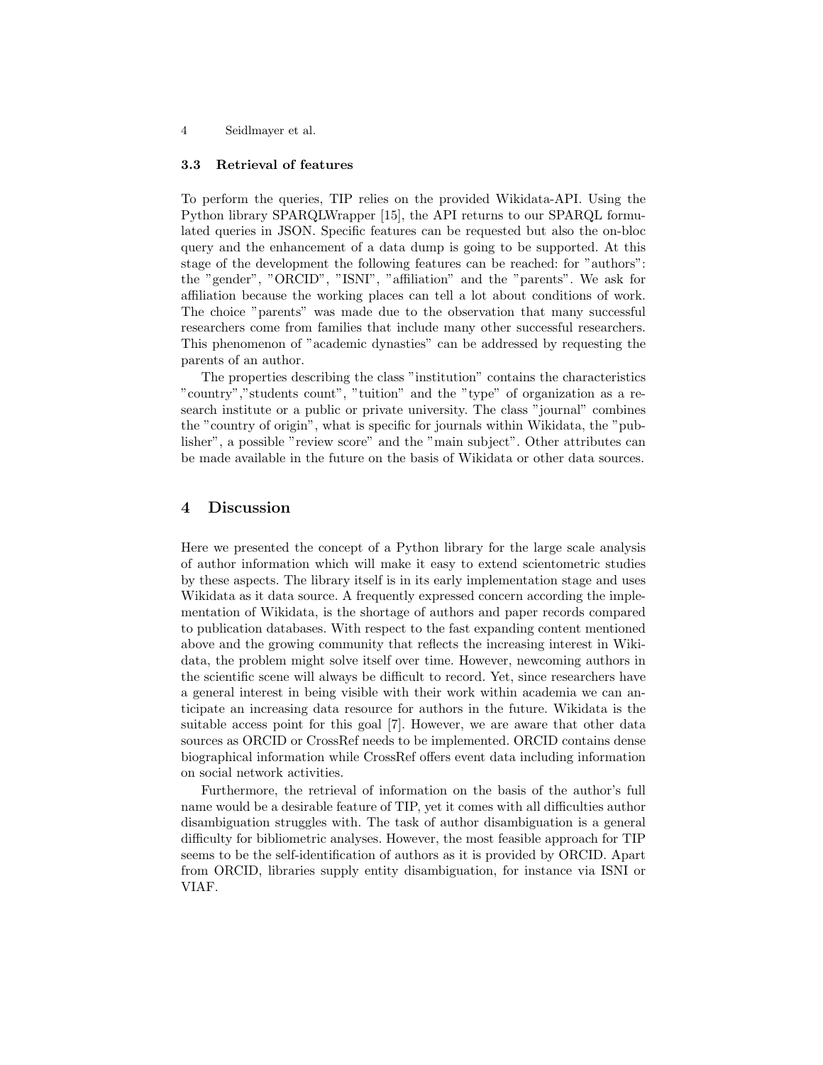### 3.3 Retrieval of features

To perform the queries, TIP relies on the provided Wikidata-API. Using the Python library SPARQLWrapper [15], the API returns to our SPARQL formulated queries in JSON. Specific features can be requested but also the on-bloc query and the enhancement of a data dump is going to be supported. At this stage of the development the following features can be reached: for "authors": the "gender", "ORCID", "ISNI", "affiliation" and the "parents". We ask for affiliation because the working places can tell a lot about conditions of work. The choice "parents" was made due to the observation that many successful researchers come from families that include many other successful researchers. This phenomenon of "academic dynasties" can be addressed by requesting the parents of an author.

The properties describing the class "institution" contains the characteristics "country","students count", "tuition" and the "type" of organization as a research institute or a public or private university. The class "journal" combines the "country of origin", what is specific for journals within Wikidata, the "publisher", a possible "review score" and the "main subject". Other attributes can be made available in the future on the basis of Wikidata or other data sources.

## 4 Discussion

Here we presented the concept of a Python library for the large scale analysis of author information which will make it easy to extend scientometric studies by these aspects. The library itself is in its early implementation stage and uses Wikidata as it data source. A frequently expressed concern according the implementation of Wikidata, is the shortage of authors and paper records compared to publication databases. With respect to the fast expanding content mentioned above and the growing community that reflects the increasing interest in Wikidata, the problem might solve itself over time. However, newcoming authors in the scientific scene will always be difficult to record. Yet, since researchers have a general interest in being visible with their work within academia we can anticipate an increasing data resource for authors in the future. Wikidata is the suitable access point for this goal [7]. However, we are aware that other data sources as ORCID or CrossRef needs to be implemented. ORCID contains dense biographical information while CrossRef offers event data including information on social network activities.

Furthermore, the retrieval of information on the basis of the author's full name would be a desirable feature of TIP, yet it comes with all difficulties author disambiguation struggles with. The task of author disambiguation is a general difficulty for bibliometric analyses. However, the most feasible approach for TIP seems to be the self-identification of authors as it is provided by ORCID. Apart from ORCID, libraries supply entity disambiguation, for instance via ISNI or VIAF.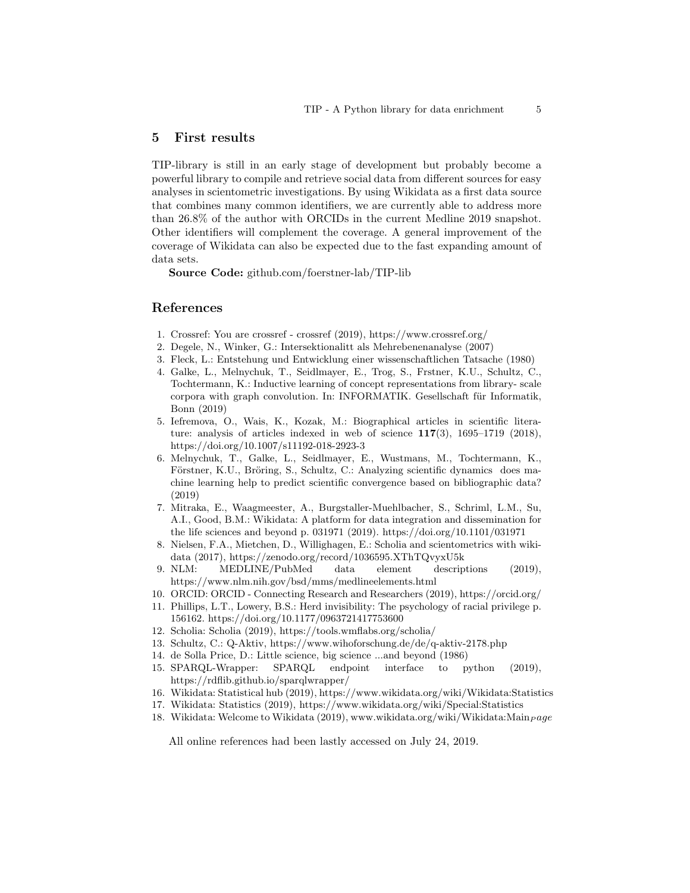## 5 First results

TIP-library is still in an early stage of development but probably become a powerful library to compile and retrieve social data from different sources for easy analyses in scientometric investigations. By using Wikidata as a first data source that combines many common identifiers, we are currently able to address more than 26.8% of the author with ORCIDs in the current Medline 2019 snapshot. Other identifiers will complement the coverage. A general improvement of the coverage of Wikidata can also be expected due to the fast expanding amount of data sets.

**Source Code:** github.com/foerstner-lab/TIP-lib

## References

1. Crossref: You are crossref - crossref (2019), https://www.crossref.org/
2. Degele, N., Winker, G.: Intersektionalitt als Mehrebenenanalyse (2007)
3. Fleck, L.: Entstehung und Entwicklung einer wissenschaftlichen Tatsache (1980)
4. Galke, L., Melnychuk, T., Seidlmayer, E., Trog, S., Frstner, K.U., Schultz, C., Tochtermann, K.: Inductive learning of concept representations from library- scale corpora with graph convolution. In: INFORMATIK. Gesellschaft für Informatik, Bonn (2019)
5. Iefremova, O., Wais, K., Kozak, M.: Biographical articles in scientific literature: analysis of articles indexed in web of science **117**(3), 1695–1719 (2018), https://doi.org/10.1007/s11192-018-2923-3
6. Melnychuk, T., Galke, L., Seidlmayer, E., Wustmans, M., Tochtermann, K., Förstner, K.U., Bröring, S., Schultz, C.: Analyzing scientific dynamics does machine learning help to predict scientific convergence based on bibliographic data? (2019)
7. Mitraka, E., Waagmeester, A., Burgstaller-Muehlbacher, S., Schriml, L.M., Su, A.I., Good, B.M.: Wikidata: A platform for data integration and dissemination for the life sciences and beyond p. 031971 (2019). https://doi.org/10.1101/031971
8. Nielsen, F.A., Mietchen, D., Willighagen, E.: Scholia and scientometrics with wikidata (2017), https://zenodo.org/record/1036595.XThTQvyxU5k
9. NLM: MEDLINE/PubMed data element descriptions (2019), https://www.nlm.nih.gov/bsd/mms/medlineelements.html
10. ORCID: ORCID - Connecting Research and Researchers (2019), https://orcid.org/
11. Phillips, L.T., Lowery, B.S.: Herd invisibility: The psychology of racial privilege p. 156162. https://doi.org/10.1177/0963721417753600
12. Scholia: Scholia (2019), https://tools.wmflabs.org/scholia/
13. Schultz, C.: Q-Aktiv, https://www.wihoforschung.de/de/q-aktiv-2178.php
14. de Solla Price, D.: Little science, big science ...and beyond (1986)
15. SPARQL-Wrapper: SPARQL endpoint interface to python (2019), https://rdflib.github.io/sparqlwrapper/
16. Wikidata: Statistical hub (2019), https://www.wikidata.org/wiki/Wikidata:Statistics
17. Wikidata: Statistics (2019), https://www.wikidata.org/wiki/Special:Statistics
18. Wikidata: Welcome to Wikidata (2019), www.wikidata.org/wiki/Wikidata:Main$_{Page}$

All online references had been lastly accessed on July 24, 2019.